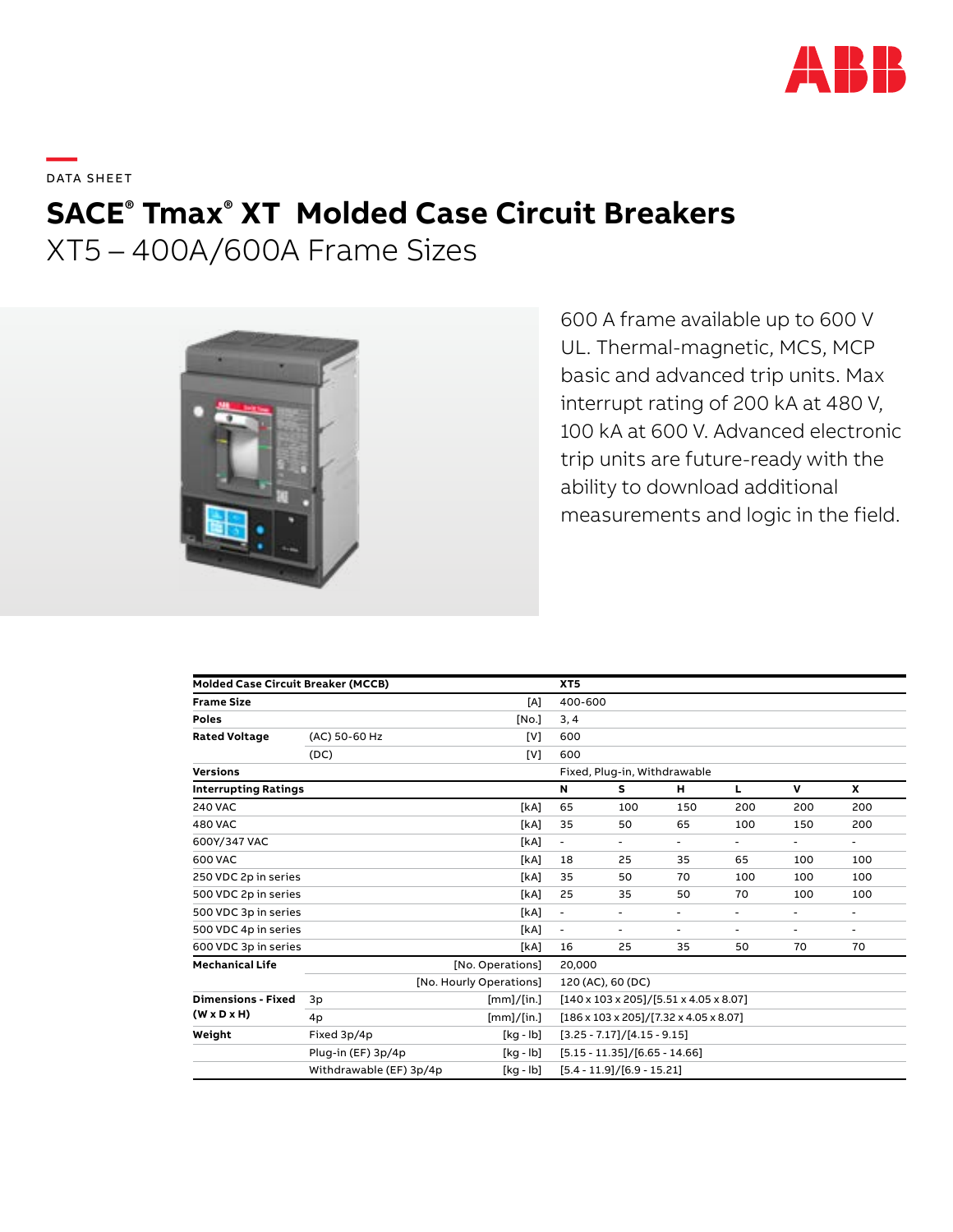DATA SHEET

# SACE® Tmax® XT Molded Case Circuit Breakers

## XT5 – 400A/600A Frame Sizes

600 A frame available up to 600 V UL. Thermal-magnetic, MCS, MCP basic and advanced trip units. Max interrupt rating of 200 kA at 480 V, 100 kA at 600 V. Advanced electronic trip units are future-ready with the ability to download additional measurements and logic in the field.

| **Molded Case Circuit Breaker (MCCB)** | | | **XT5** | | | | | |
|---|---|---|---|---|---|---|---|---|
| **Frame Size** | | [A] | 400-600 | | | | | |
| **Poles** | | [No.] | 3, 4 | | | | | |
| **Rated Voltage** | (AC) 50-60 Hz | [V] | 600 | | | | | |
| | (DC) | [V] | 600 | | | | | |
| **Versions** | | | Fixed, Plug-in, Withdrawable | | | | | |
| **Interrupting Ratings** | | | **N** | **S** | **H** | **L** | **V** | **X** |
| 240 VAC | | [kA] | 65 | 100 | 150 | 200 | 200 | 200 |
| 480 VAC | | [kA] | 35 | 50 | 65 | 100 | 150 | 200 |
| 600Y/347 VAC | | [kA] | - | - | - | - | - | - |
| 600 VAC | | [kA] | 18 | 25 | 35 | 65 | 100 | 100 |
| 250 VDC 2p in series | | [kA] | 35 | 50 | 70 | 100 | 100 | 100 |
| 500 VDC 2p in series | | [kA] | 25 | 35 | 50 | 70 | 100 | 100 |
| 500 VDC 3p in series | | [kA] | - | - | - | - | - | - |
| 500 VDC 4p in series | | [kA] | - | - | - | - | - | - |
| 600 VDC 3p in series | | [kA] | 16 | 25 | 35 | 50 | 70 | 70 |
| **Mechanical Life** | | [No. Operations] | 20,000 | | | | | |
| | | [No. Hourly Operations] | 120 (AC), 60 (DC) | | | | | |
| **Dimensions - Fixed (W x D x H)** | 3p | [mm]/[in.] | [140 x 103 x 205]/[5.51 x 4.05 x 8.07] | | | | | |
| | 4p | [mm]/[in.] | [186 x 103 x 205]/[7.32 x 4.05 x 8.07] | | | | | |
| **Weight** | Fixed 3p/4p | [kg - lb] | [3.25 - 7.17]/[4.15 - 9.15] | | | | | |
| | Plug-in (EF) 3p/4p | [kg - lb] | [5.15 - 11.35]/[6.65 - 14.66] | | | | | |
| | Withdrawable (EF) 3p/4p | [kg - lb] | [5.4 - 11.9]/[6.9 - 15.21] | | | | | |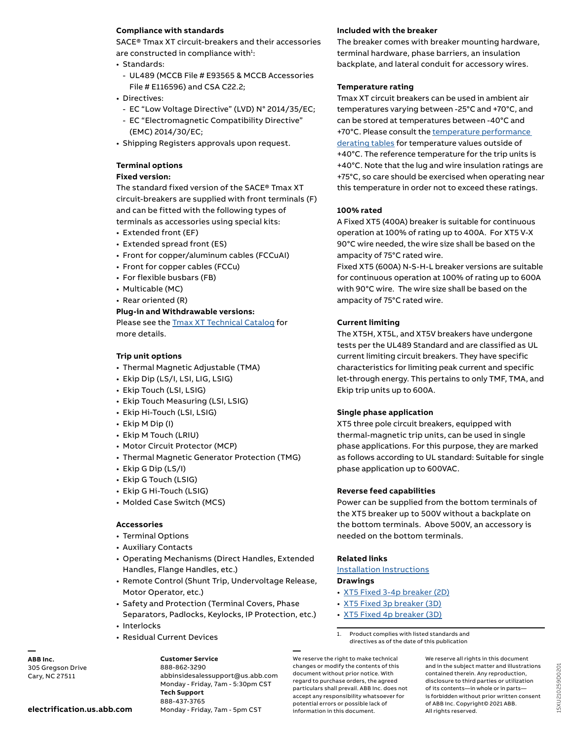### Compliance with standards

SACE® Tmax XT circuit-breakers and their accessories are constructed in compliance with[1]:

- Standards:
  - UL489 (MCCB File # E93565 & MCCB Accessories File # E116596) and CSA C22.2;
- Directives:
  - EC "Low Voltage Directive" (LVD) N° 2014/35/EC;
  - EC "Electromagnetic Compatibility Directive" (EMC) 2014/30/EC;
- Shipping Registers approvals upon request.

### Terminal options

**Fixed version:**

The standard fixed version of the SACE® Tmax XT circuit-breakers are supplied with front terminals (F) and can be fitted with the following types of terminals as accessories using special kits:

- Extended front (EF)
- Extended spread front (ES)
- Front for copper/aluminum cables (FCCuAl)
- Front for copper cables (FCCu)
- For flexible busbars (FB)
- Multicable (MC)
- Rear oriented (R)

**Plug-in and Withdrawable versions:**

Please see the Tmax XT Technical Catalog for more details.

### Trip unit options

- Thermal Magnetic Adjustable (TMA)
- Ekip Dip (LS/I, LSI, LIG, LSIG)
- Ekip Touch (LSI, LSIG)
- Ekip Touch Measuring (LSI, LSIG)
- Ekip Hi-Touch (LSI, LSIG)
- Ekip M Dip (I)
- Ekip M Touch (LRIU)
- Motor Circuit Protector (MCP)
- Thermal Magnetic Generator Protection (TMG)
- Ekip G Dip (LS/I)
- Ekip G Touch (LSIG)
- Ekip G Hi-Touch (LSIG)
- Molded Case Switch (MCS)

### Accessories

- Terminal Options
- Auxiliary Contacts
- Operating Mechanisms (Direct Handles, Extended Handles, Flange Handles, etc.)
- Remote Control (Shunt Trip, Undervoltage Release, Motor Operator, etc.)
- Safety and Protection (Terminal Covers, Phase Separators, Padlocks, Keylocks, IP Protection, etc.)
- Interlocks
- Residual Current Devices

### Included with the breaker

The breaker comes with breaker mounting hardware, terminal hardware, phase barriers, an insulation backplate, and lateral conduit for accessory wires.

### Temperature rating

Tmax XT circuit breakers can be used in ambient air temperatures varying between -25°C and +70°C, and can be stored at temperatures between -40°C and +70°C. Please consult the temperature performance derating tables for temperature values outside of +40°C. The reference temperature for the trip units is +40°C. Note that the lug and wire insulation ratings are +75°C, so care should be exercised when operating near this temperature in order not to exceed these ratings.

### 100% rated

A Fixed XT5 (400A) breaker is suitable for continuous operation at 100% of rating up to 400A. For XT5 V-X 90°C wire needed, the wire size shall be based on the ampacity of 75°C rated wire.

Fixed XT5 (600A) N-S-H-L breaker versions are suitable for continuous operation at 100% of rating up to 600A with 90°C wire. The wire size shall be based on the ampacity of 75°C rated wire.

### Current limiting

The XT5H, XT5L, and XT5V breakers have undergone tests per the UL489 Standard and are classified as UL current limiting circuit breakers. They have specific characteristics for limiting peak current and specific let-through energy. This pertains to only TMF, TMA, and Ekip trip units up to 600A.

### Single phase application

XT5 three pole circuit breakers, equipped with thermal-magnetic trip units, can be used in single phase applications. For this purpose, they are marked as follows according to UL standard: Suitable for single phase application up to 600VAC.

### Reverse feed capabilities

Power can be supplied from the bottom terminals of the XT5 breaker up to 500V without a backplate on the bottom terminals. Above 500V, an accessory is needed on the bottom terminals.

### Related links

Installation Instructions

**Drawings**

- XT5 Fixed 3-4p breaker (2D)
- XT5 Fixed 3p breaker (3D)
- XT5 Fixed 4p breaker (3D)

1. Product complies with listed standards and directives as of the date of this publication

**ABB Inc.**
305 Gregson Drive
Cary, NC 27511

**electrification.us.abb.com**

**Customer Service**
888-862-3290
abbinsidesalessupport@us.abb.com
Monday - Friday, 7am - 5:30pm CST
**Tech Support**
888-437-3765
Monday - Friday, 7am - 5pm CST

We reserve the right to make technical changes or modify the contents of this document without prior notice. With regard to purchase orders, the agreed particulars shall prevail. ABB Inc. does not accept any responsibility whatsoever for potential errors or possible lack of information in this document.

We reserve all rights in this document and in the subject matter and illustrations contained therein. Any reproduction, disclosure to third parties or utilization of its contents—in whole or in parts—is forbidden without prior written consent of ABB Inc. Copyright© 2021 ABB. All rights reserved.

1SXU210259D0201